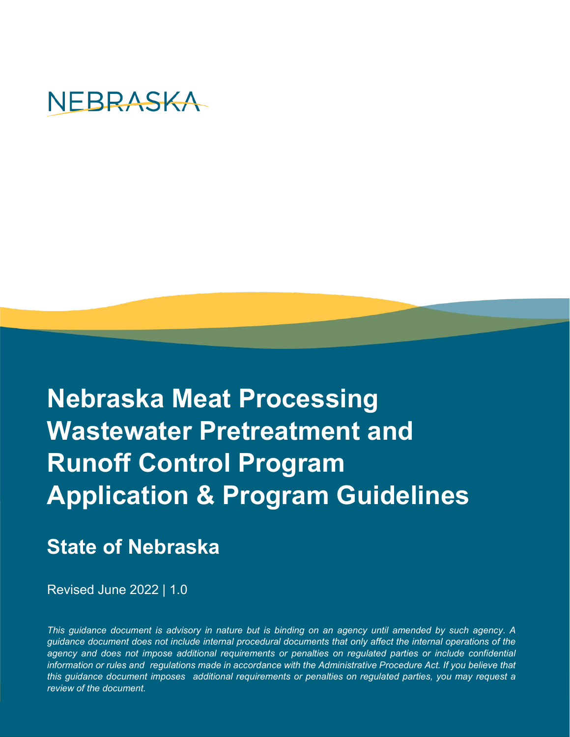NEBRASKA

# Nebraska Meat Processing Wastewater Pretreatment and Runoff Control Program Application & Program Guidelines

## State of Nebraska

Revised June 2022 | 1.0

*This guidance document is advisory in nature but is binding on an agency until amended by such agency. A guidance document does not include internal procedural documents that only affect the internal operations of the agency and does not impose additional requirements or penalties on regulated parties or include confidential information or rules and regulations made in accordance with the Administrative Procedure Act. If you believe that this guidance document imposes additional requirements or penalties on regulated parties, you may request a review of the document.*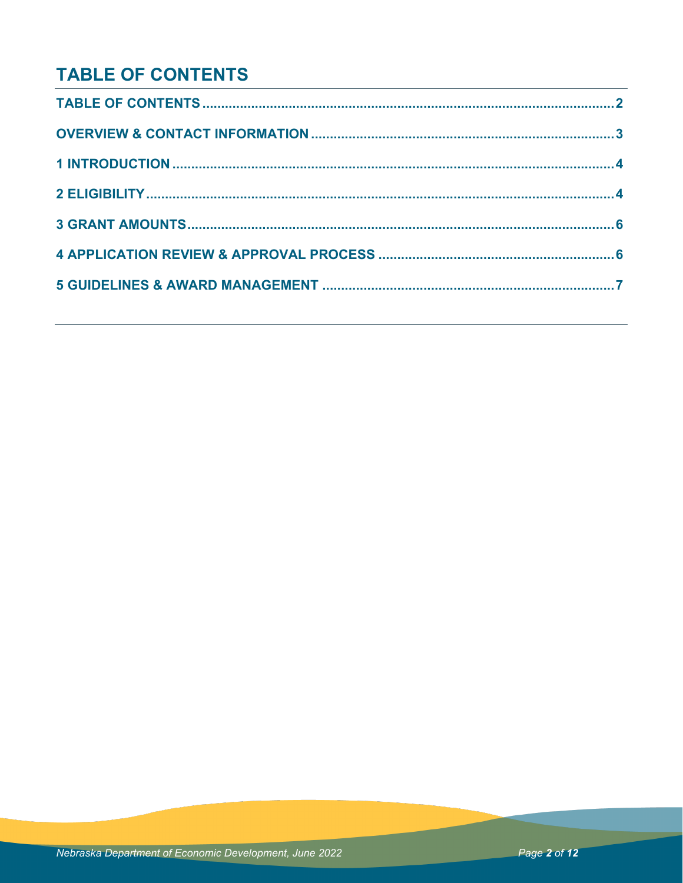# TABLE OF CONTENTS

TABLE OF CONTENTS ..... 2

OVERVIEW & CONTACT INFORMATION ..... 3

1 INTRODUCTION ..... 4

2 ELIGIBILITY ..... 4

3 GRANT AMOUNTS ..... 6

4 APPLICATION REVIEW & APPROVAL PROCESS ..... 6

5 GUIDELINES & AWARD MANAGEMENT ..... 7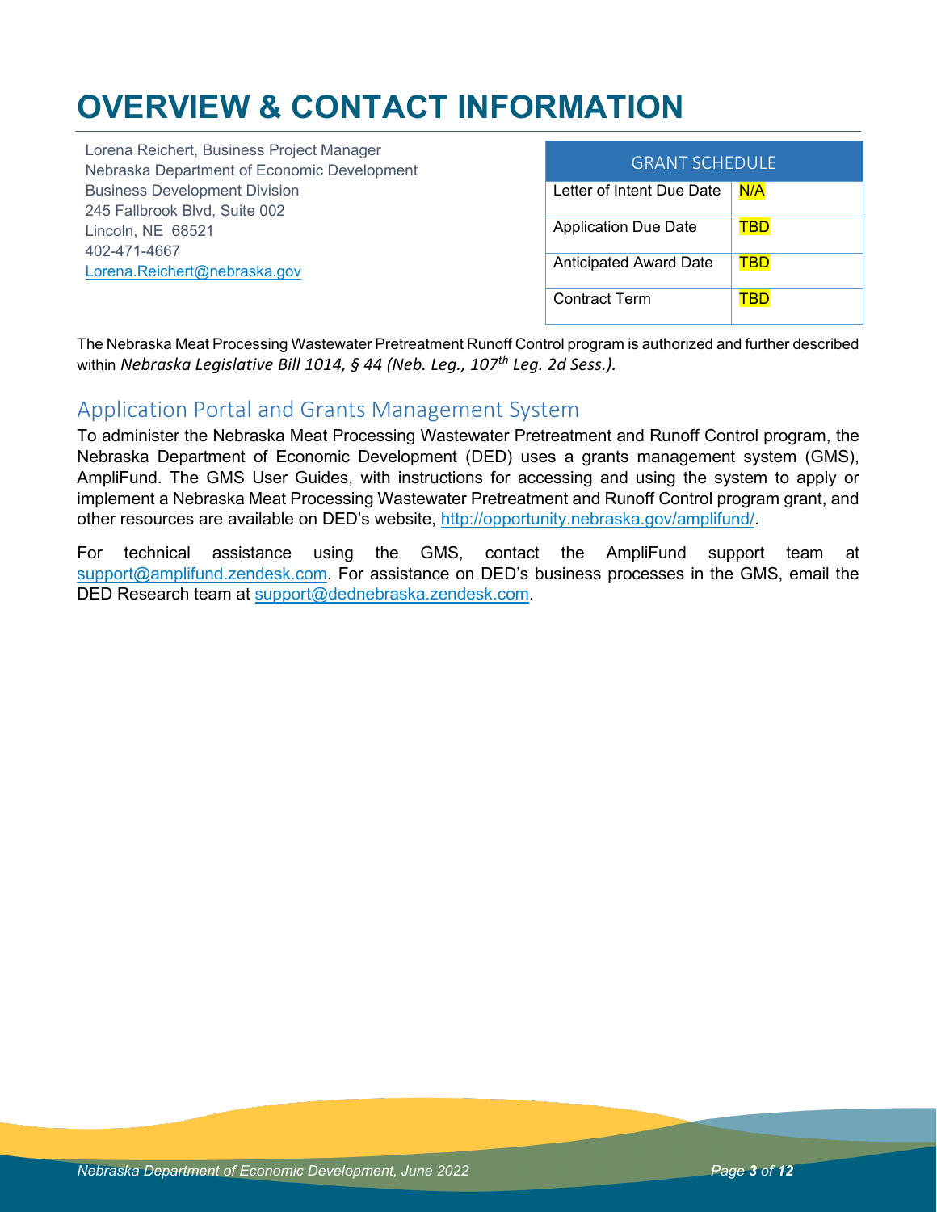# OVERVIEW & CONTACT INFORMATION

Lorena Reichert, Business Project Manager
Nebraska Department of Economic Development
Business Development Division
245 Fallbrook Blvd, Suite 002
Lincoln, NE 68521
402-471-4667
Lorena.Reichert@nebraska.gov

| GRANT SCHEDULE | |
|---|---|
| Letter of Intent Due Date | N/A |
| Application Due Date | TBD |
| Anticipated Award Date | TBD |
| Contract Term | TBD |

The Nebraska Meat Processing Wastewater Pretreatment Runoff Control program is authorized and further described within *Nebraska Legislative Bill 1014, § 44 (Neb. Leg., 107th Leg. 2d Sess.).*

## Application Portal and Grants Management System

To administer the Nebraska Meat Processing Wastewater Pretreatment and Runoff Control program, the Nebraska Department of Economic Development (DED) uses a grants management system (GMS), AmpliFund. The GMS User Guides, with instructions for accessing and using the system to apply or implement a Nebraska Meat Processing Wastewater Pretreatment and Runoff Control program grant, and other resources are available on DED's website, http://opportunity.nebraska.gov/amplifund/.

For technical assistance using the GMS, contact the AmpliFund support team at support@amplifund.zendesk.com. For assistance on DED's business processes in the GMS, email the DED Research team at support@dednebraska.zendesk.com.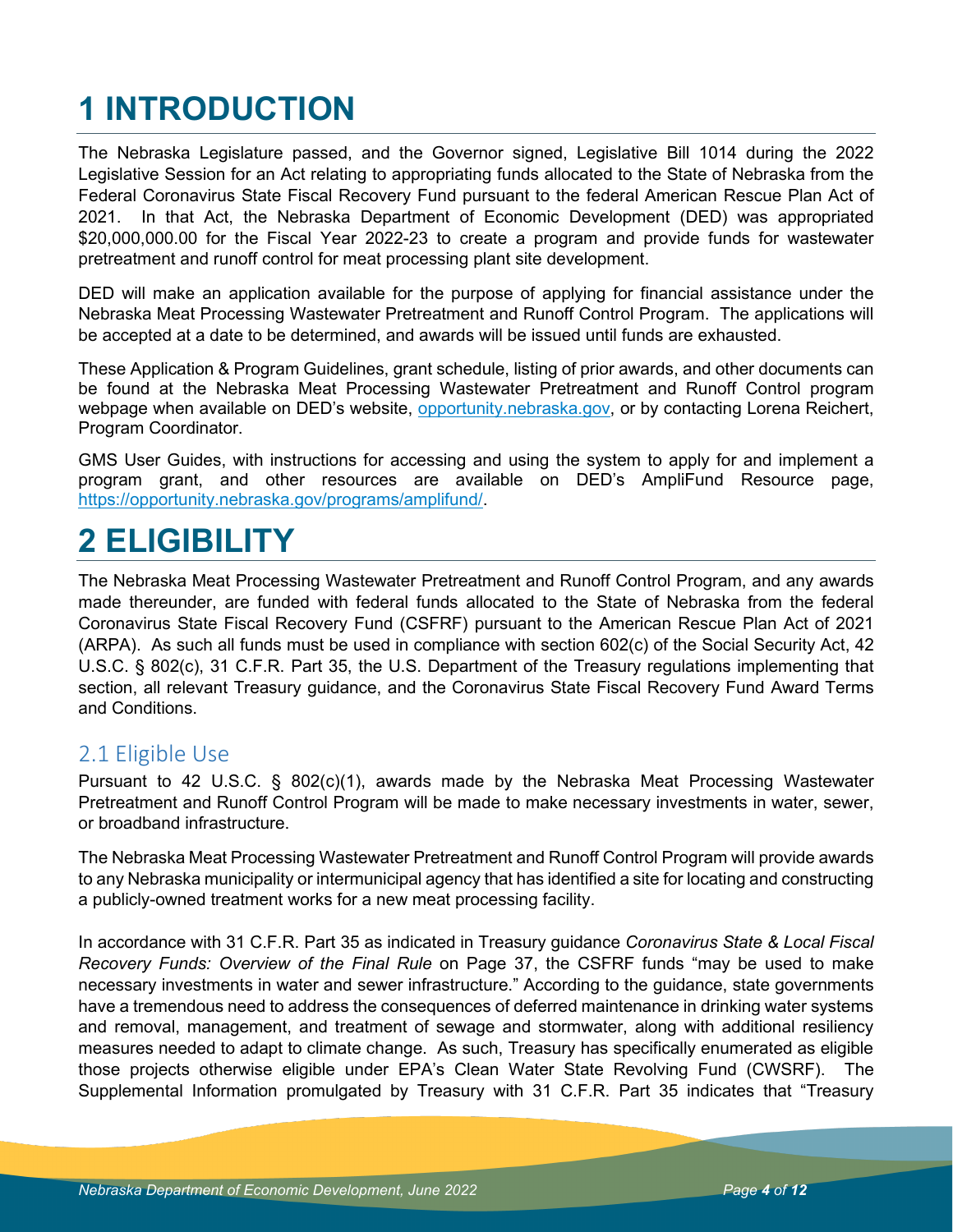# 1 INTRODUCTION

The Nebraska Legislature passed, and the Governor signed, Legislative Bill 1014 during the 2022 Legislative Session for an Act relating to appropriating funds allocated to the State of Nebraska from the Federal Coronavirus State Fiscal Recovery Fund pursuant to the federal American Rescue Plan Act of 2021. In that Act, the Nebraska Department of Economic Development (DED) was appropriated $20,000,000.00 for the Fiscal Year 2022-23 to create a program and provide funds for wastewater pretreatment and runoff control for meat processing plant site development.

DED will make an application available for the purpose of applying for financial assistance under the Nebraska Meat Processing Wastewater Pretreatment and Runoff Control Program. The applications will be accepted at a date to be determined, and awards will be issued until funds are exhausted.

These Application & Program Guidelines, grant schedule, listing of prior awards, and other documents can be found at the Nebraska Meat Processing Wastewater Pretreatment and Runoff Control program webpage when available on DED's website, [opportunity.nebraska.gov](opportunity.nebraska.gov), or by contacting Lorena Reichert, Program Coordinator.

GMS User Guides, with instructions for accessing and using the system to apply for and implement a program grant, and other resources are available on DED's AmpliFund Resource page, [https://opportunity.nebraska.gov/programs/amplifund/](https://opportunity.nebraska.gov/programs/amplifund/).

# 2 ELIGIBILITY

The Nebraska Meat Processing Wastewater Pretreatment and Runoff Control Program, and any awards made thereunder, are funded with federal funds allocated to the State of Nebraska from the federal Coronavirus State Fiscal Recovery Fund (CSFRF) pursuant to the American Rescue Plan Act of 2021 (ARPA). As such all funds must be used in compliance with section 602(c) of the Social Security Act, 42 U.S.C. § 802(c), 31 C.F.R. Part 35, the U.S. Department of the Treasury regulations implementing that section, all relevant Treasury guidance, and the Coronavirus State Fiscal Recovery Fund Award Terms and Conditions.

## 2.1 Eligible Use

Pursuant to 42 U.S.C. § 802(c)(1), awards made by the Nebraska Meat Processing Wastewater Pretreatment and Runoff Control Program will be made to make necessary investments in water, sewer, or broadband infrastructure.

The Nebraska Meat Processing Wastewater Pretreatment and Runoff Control Program will provide awards to any Nebraska municipality or intermunicipal agency that has identified a site for locating and constructing a publicly-owned treatment works for a new meat processing facility.

In accordance with 31 C.F.R. Part 35 as indicated in Treasury guidance *Coronavirus State & Local Fiscal Recovery Funds: Overview of the Final Rule* on Page 37, the CSFRF funds "may be used to make necessary investments in water and sewer infrastructure." According to the guidance, state governments have a tremendous need to address the consequences of deferred maintenance in drinking water systems and removal, management, and treatment of sewage and stormwater, along with additional resiliency measures needed to adapt to climate change. As such, Treasury has specifically enumerated as eligible those projects otherwise eligible under EPA's Clean Water State Revolving Fund (CWSRF). The Supplemental Information promulgated by Treasury with 31 C.F.R. Part 35 indicates that "Treasury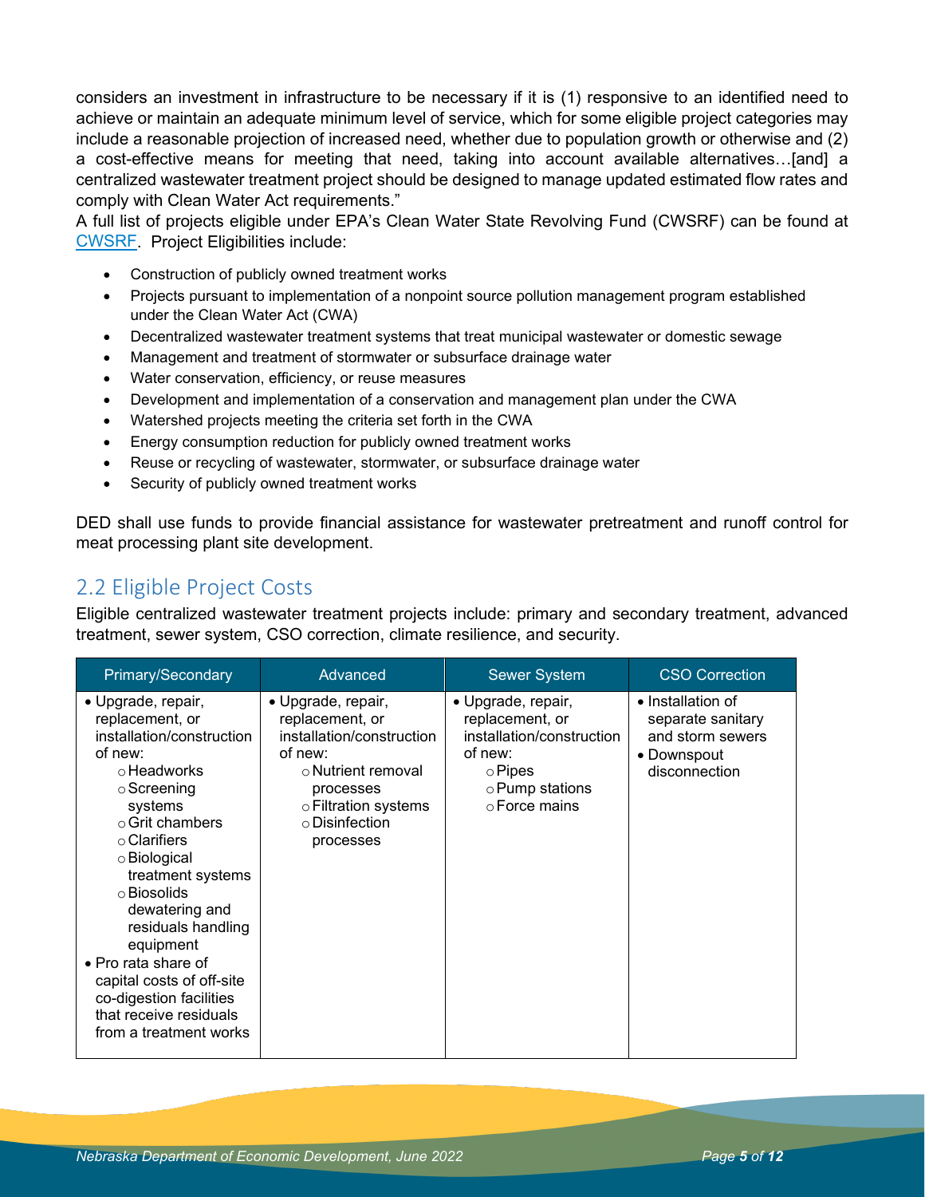considers an investment in infrastructure to be necessary if it is (1) responsive to an identified need to achieve or maintain an adequate minimum level of service, which for some eligible project categories may include a reasonable projection of increased need, whether due to population growth or otherwise and (2) a cost-effective means for meeting that need, taking into account available alternatives…[and] a centralized wastewater treatment project should be designed to manage updated estimated flow rates and comply with Clean Water Act requirements."

A full list of projects eligible under EPA's Clean Water State Revolving Fund (CWSRF) can be found at [CWSRF](CWSRF). Project Eligibilities include:

- Construction of publicly owned treatment works
- Projects pursuant to implementation of a nonpoint source pollution management program established under the Clean Water Act (CWA)
- Decentralized wastewater treatment systems that treat municipal wastewater or domestic sewage
- Management and treatment of stormwater or subsurface drainage water
- Water conservation, efficiency, or reuse measures
- Development and implementation of a conservation and management plan under the CWA
- Watershed projects meeting the criteria set forth in the CWA
- Energy consumption reduction for publicly owned treatment works
- Reuse or recycling of wastewater, stormwater, or subsurface drainage water
- Security of publicly owned treatment works

DED shall use funds to provide financial assistance for wastewater pretreatment and runoff control for meat processing plant site development.

## 2.2 Eligible Project Costs

Eligible centralized wastewater treatment projects include: primary and secondary treatment, advanced treatment, sewer system, CSO correction, climate resilience, and security.

| Primary/Secondary | Advanced | Sewer System | CSO Correction |
|---|---|---|---|
| • Upgrade, repair, replacement, or installation/construction of new:<br>○ Headworks<br>○ Screening systems<br>○ Grit chambers<br>○ Clarifiers<br>○ Biological treatment systems<br>○ Biosolids dewatering and residuals handling equipment<br>• Pro rata share of capital costs of off-site co-digestion facilities that receive residuals from a treatment works | • Upgrade, repair, replacement, or installation/construction of new:<br>○ Nutrient removal processes<br>○ Filtration systems<br>○ Disinfection processes | • Upgrade, repair, replacement, or installation/construction of new:<br>○ Pipes<br>○ Pump stations<br>○ Force mains | • Installation of separate sanitary and storm sewers<br>• Downspout disconnection |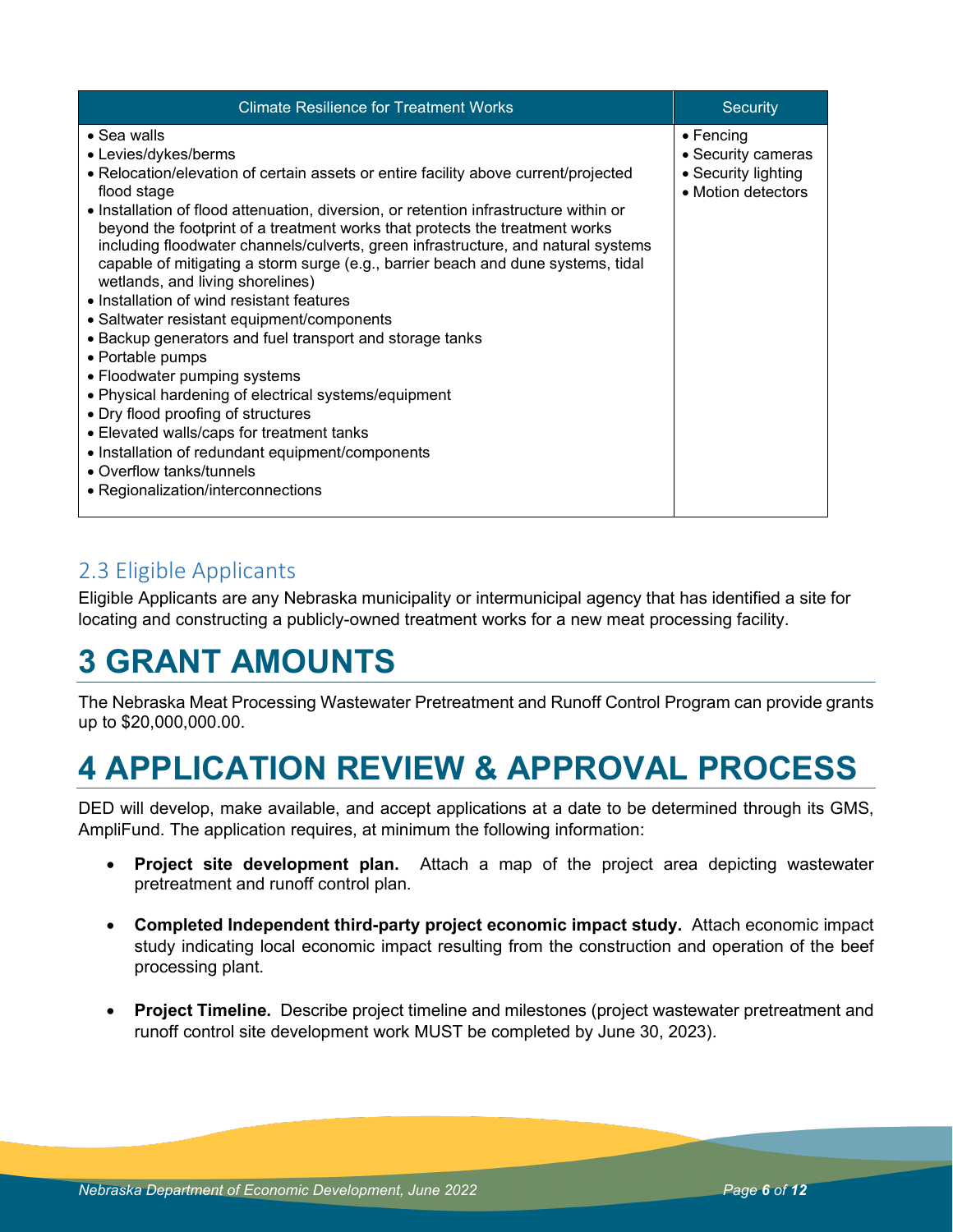| Climate Resilience for Treatment Works | Security |
|---|---|
| • Sea walls<br>• Levies/dykes/berms<br>• Relocation/elevation of certain assets or entire facility above current/projected flood stage<br>• Installation of flood attenuation, diversion, or retention infrastructure within or beyond the footprint of a treatment works that protects the treatment works including floodwater channels/culverts, green infrastructure, and natural systems capable of mitigating a storm surge (e.g., barrier beach and dune systems, tidal wetlands, and living shorelines)<br>• Installation of wind resistant features<br>• Saltwater resistant equipment/components<br>• Backup generators and fuel transport and storage tanks<br>• Portable pumps<br>• Floodwater pumping systems<br>• Physical hardening of electrical systems/equipment<br>• Dry flood proofing of structures<br>• Elevated walls/caps for treatment tanks<br>• Installation of redundant equipment/components<br>• Overflow tanks/tunnels<br>• Regionalization/interconnections | • Fencing<br>• Security cameras<br>• Security lighting<br>• Motion detectors |

## 2.3 Eligible Applicants

Eligible Applicants are any Nebraska municipality or intermunicipal agency that has identified a site for locating and constructing a publicly-owned treatment works for a new meat processing facility.

# 3 GRANT AMOUNTS

The Nebraska Meat Processing Wastewater Pretreatment and Runoff Control Program can provide grants up to $20,000,000.00.

# 4 APPLICATION REVIEW & APPROVAL PROCESS

DED will develop, make available, and accept applications at a date to be determined through its GMS, AmpliFund. The application requires, at minimum the following information:

- **Project site development plan.** Attach a map of the project area depicting wastewater pretreatment and runoff control plan.
- **Completed Independent third-party project economic impact study.** Attach economic impact study indicating local economic impact resulting from the construction and operation of the beef processing plant.
- **Project Timeline.** Describe project timeline and milestones (project wastewater pretreatment and runoff control site development work MUST be completed by June 30, 2023).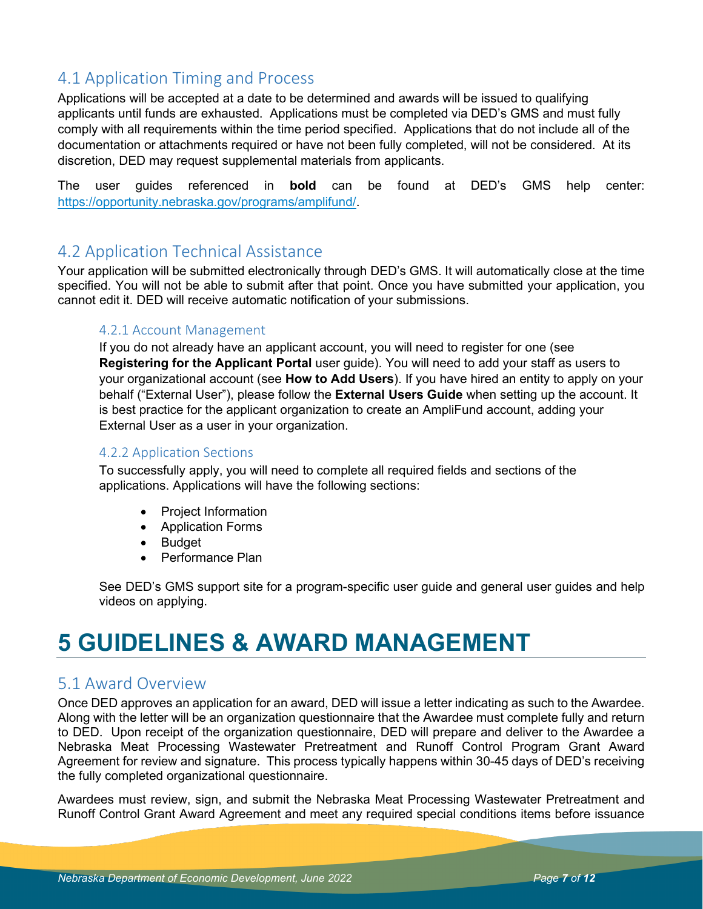## 4.1 Application Timing and Process

Applications will be accepted at a date to be determined and awards will be issued to qualifying applicants until funds are exhausted. Applications must be completed via DED's GMS and must fully comply with all requirements within the time period specified. Applications that do not include all of the documentation or attachments required or have not been fully completed, will not be considered. At its discretion, DED may request supplemental materials from applicants.

The user guides referenced in **bold** can be found at DED's GMS help center: https://opportunity.nebraska.gov/programs/amplifund/.

## 4.2 Application Technical Assistance

Your application will be submitted electronically through DED's GMS. It will automatically close at the time specified. You will not be able to submit after that point. Once you have submitted your application, you cannot edit it. DED will receive automatic notification of your submissions.

### 4.2.1 Account Management

If you do not already have an applicant account, you will need to register for one (see **Registering for the Applicant Portal** user guide). You will need to add your staff as users to your organizational account (see **How to Add Users**). If you have hired an entity to apply on your behalf ("External User"), please follow the **External Users Guide** when setting up the account. It is best practice for the applicant organization to create an AmpliFund account, adding your External User as a user in your organization.

### 4.2.2 Application Sections

To successfully apply, you will need to complete all required fields and sections of the applications. Applications will have the following sections:

- Project Information
- Application Forms
- Budget
- Performance Plan

See DED's GMS support site for a program-specific user guide and general user guides and help videos on applying.

# 5 GUIDELINES & AWARD MANAGEMENT

## 5.1 Award Overview

Once DED approves an application for an award, DED will issue a letter indicating as such to the Awardee. Along with the letter will be an organization questionnaire that the Awardee must complete fully and return to DED. Upon receipt of the organization questionnaire, DED will prepare and deliver to the Awardee a Nebraska Meat Processing Wastewater Pretreatment and Runoff Control Program Grant Award Agreement for review and signature. This process typically happens within 30-45 days of DED's receiving the fully completed organizational questionnaire.

Awardees must review, sign, and submit the Nebraska Meat Processing Wastewater Pretreatment and Runoff Control Grant Award Agreement and meet any required special conditions items before issuance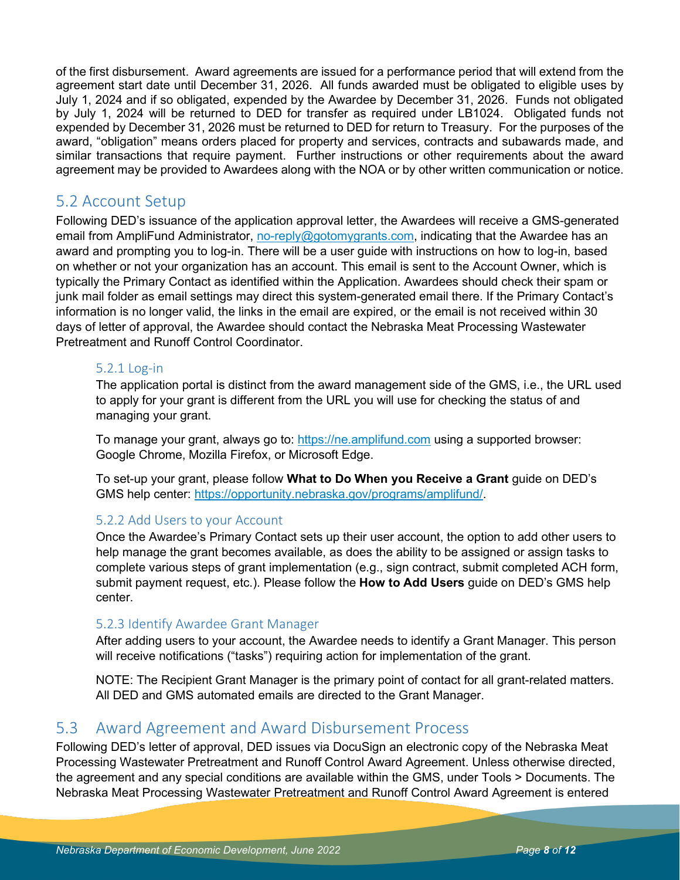of the first disbursement. Award agreements are issued for a performance period that will extend from the agreement start date until December 31, 2026. All funds awarded must be obligated to eligible uses by July 1, 2024 and if so obligated, expended by the Awardee by December 31, 2026. Funds not obligated by July 1, 2024 will be returned to DED for transfer as required under LB1024. Obligated funds not expended by December 31, 2026 must be returned to DED for return to Treasury. For the purposes of the award, "obligation" means orders placed for property and services, contracts and subawards made, and similar transactions that require payment. Further instructions or other requirements about the award agreement may be provided to Awardees along with the NOA or by other written communication or notice.

## 5.2 Account Setup

Following DED's issuance of the application approval letter, the Awardees will receive a GMS-generated email from AmpliFund Administrator, no-reply@gotomygrants.com, indicating that the Awardee has an award and prompting you to log-in. There will be a user guide with instructions on how to log-in, based on whether or not your organization has an account. This email is sent to the Account Owner, which is typically the Primary Contact as identified within the Application. Awardees should check their spam or junk mail folder as email settings may direct this system-generated email there. If the Primary Contact's information is no longer valid, the links in the email are expired, or the email is not received within 30 days of letter of approval, the Awardee should contact the Nebraska Meat Processing Wastewater Pretreatment and Runoff Control Coordinator.

### 5.2.1 Log-in

The application portal is distinct from the award management side of the GMS, i.e., the URL used to apply for your grant is different from the URL you will use for checking the status of and managing your grant.

To manage your grant, always go to: https://ne.amplifund.com using a supported browser: Google Chrome, Mozilla Firefox, or Microsoft Edge.

To set-up your grant, please follow **What to Do When you Receive a Grant** guide on DED's GMS help center: https://opportunity.nebraska.gov/programs/amplifund/.

### 5.2.2 Add Users to your Account

Once the Awardee's Primary Contact sets up their user account, the option to add other users to help manage the grant becomes available, as does the ability to be assigned or assign tasks to complete various steps of grant implementation (e.g., sign contract, submit completed ACH form, submit payment request, etc.). Please follow the **How to Add Users** guide on DED's GMS help center.

### 5.2.3 Identify Awardee Grant Manager

After adding users to your account, the Awardee needs to identify a Grant Manager. This person will receive notifications ("tasks") requiring action for implementation of the grant.

NOTE: The Recipient Grant Manager is the primary point of contact for all grant-related matters. All DED and GMS automated emails are directed to the Grant Manager.

## 5.3 Award Agreement and Award Disbursement Process

Following DED's letter of approval, DED issues via DocuSign an electronic copy of the Nebraska Meat Processing Wastewater Pretreatment and Runoff Control Award Agreement. Unless otherwise directed, the agreement and any special conditions are available within the GMS, under Tools > Documents. The Nebraska Meat Processing Wastewater Pretreatment and Runoff Control Award Agreement is entered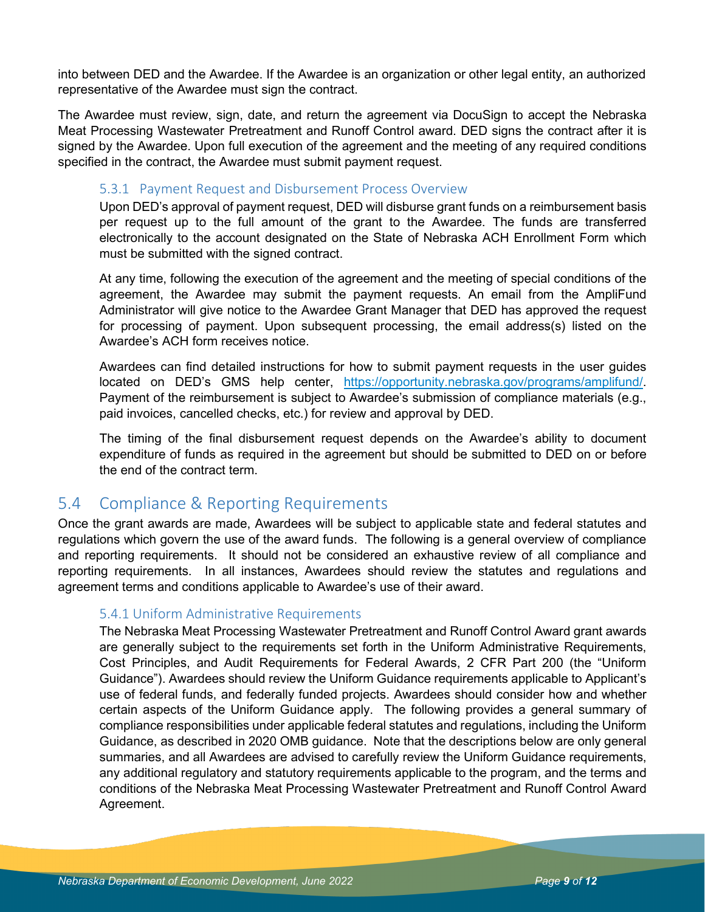into between DED and the Awardee. If the Awardee is an organization or other legal entity, an authorized representative of the Awardee must sign the contract.

The Awardee must review, sign, date, and return the agreement via DocuSign to accept the Nebraska Meat Processing Wastewater Pretreatment and Runoff Control award. DED signs the contract after it is signed by the Awardee. Upon full execution of the agreement and the meeting of any required conditions specified in the contract, the Awardee must submit payment request.

### 5.3.1 Payment Request and Disbursement Process Overview

Upon DED's approval of payment request, DED will disburse grant funds on a reimbursement basis per request up to the full amount of the grant to the Awardee. The funds are transferred electronically to the account designated on the State of Nebraska ACH Enrollment Form which must be submitted with the signed contract.

At any time, following the execution of the agreement and the meeting of special conditions of the agreement, the Awardee may submit the payment requests. An email from the AmpliFund Administrator will give notice to the Awardee Grant Manager that DED has approved the request for processing of payment. Upon subsequent processing, the email address(s) listed on the Awardee's ACH form receives notice.

Awardees can find detailed instructions for how to submit payment requests in the user guides located on DED's GMS help center, [https://opportunity.nebraska.gov/programs/amplifund/](https://opportunity.nebraska.gov/programs/amplifund/). Payment of the reimbursement is subject to Awardee's submission of compliance materials (e.g., paid invoices, cancelled checks, etc.) for review and approval by DED.

The timing of the final disbursement request depends on the Awardee's ability to document expenditure of funds as required in the agreement but should be submitted to DED on or before the end of the contract term.

## 5.4 Compliance & Reporting Requirements

Once the grant awards are made, Awardees will be subject to applicable state and federal statutes and regulations which govern the use of the award funds. The following is a general overview of compliance and reporting requirements. It should not be considered an exhaustive review of all compliance and reporting requirements. In all instances, Awardees should review the statutes and regulations and agreement terms and conditions applicable to Awardee's use of their award.

### 5.4.1 Uniform Administrative Requirements

The Nebraska Meat Processing Wastewater Pretreatment and Runoff Control Award grant awards are generally subject to the requirements set forth in the Uniform Administrative Requirements, Cost Principles, and Audit Requirements for Federal Awards, 2 CFR Part 200 (the "Uniform Guidance"). Awardees should review the Uniform Guidance requirements applicable to Applicant's use of federal funds, and federally funded projects. Awardees should consider how and whether certain aspects of the Uniform Guidance apply. The following provides a general summary of compliance responsibilities under applicable federal statutes and regulations, including the Uniform Guidance, as described in 2020 OMB guidance. Note that the descriptions below are only general summaries, and all Awardees are advised to carefully review the Uniform Guidance requirements, any additional regulatory and statutory requirements applicable to the program, and the terms and conditions of the Nebraska Meat Processing Wastewater Pretreatment and Runoff Control Award Agreement.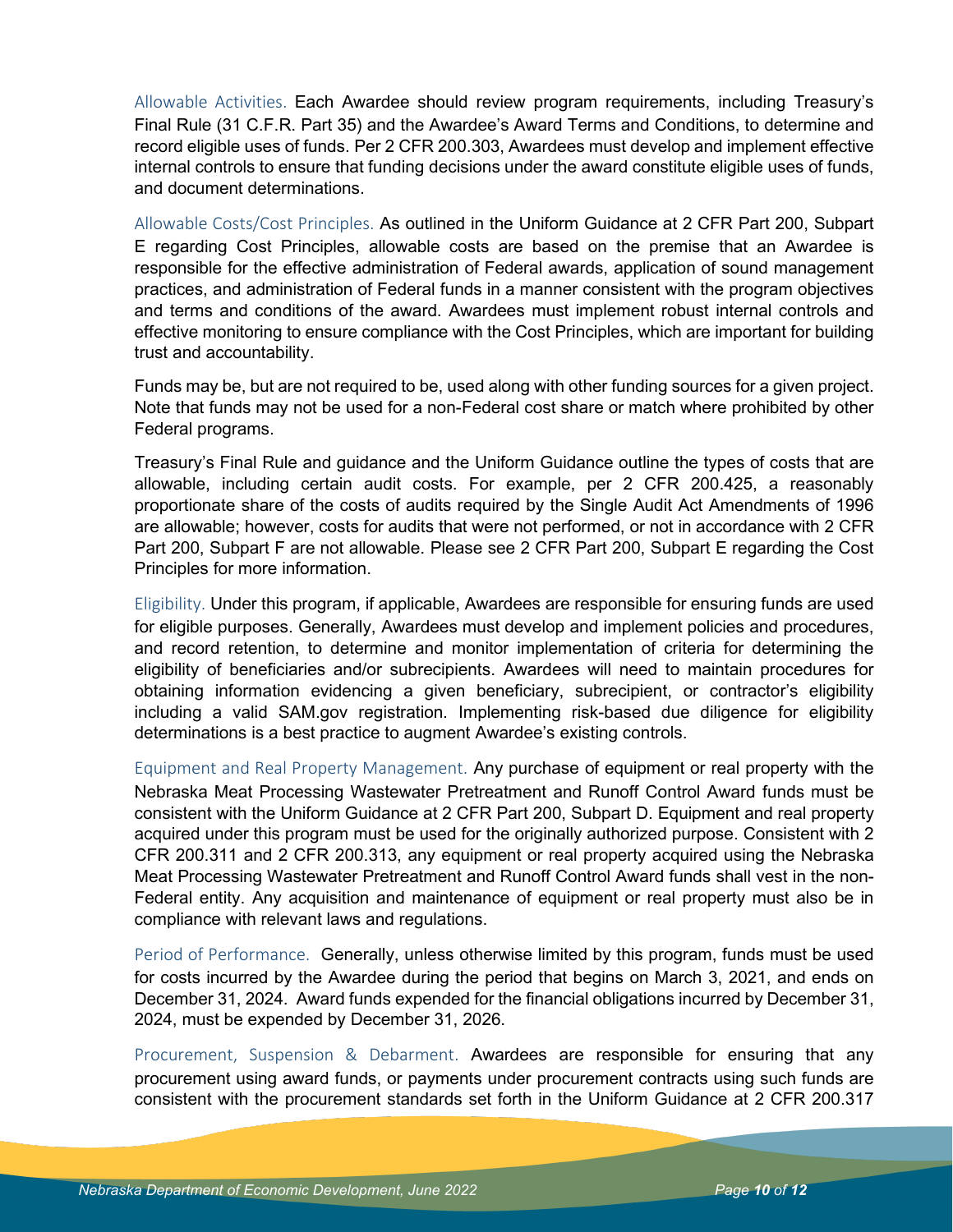Allowable Activities. Each Awardee should review program requirements, including Treasury's Final Rule (31 C.F.R. Part 35) and the Awardee's Award Terms and Conditions, to determine and record eligible uses of funds. Per 2 CFR 200.303, Awardees must develop and implement effective internal controls to ensure that funding decisions under the award constitute eligible uses of funds, and document determinations.

Allowable Costs/Cost Principles. As outlined in the Uniform Guidance at 2 CFR Part 200, Subpart E regarding Cost Principles, allowable costs are based on the premise that an Awardee is responsible for the effective administration of Federal awards, application of sound management practices, and administration of Federal funds in a manner consistent with the program objectives and terms and conditions of the award. Awardees must implement robust internal controls and effective monitoring to ensure compliance with the Cost Principles, which are important for building trust and accountability.

Funds may be, but are not required to be, used along with other funding sources for a given project. Note that funds may not be used for a non-Federal cost share or match where prohibited by other Federal programs.

Treasury's Final Rule and guidance and the Uniform Guidance outline the types of costs that are allowable, including certain audit costs. For example, per 2 CFR 200.425, a reasonably proportionate share of the costs of audits required by the Single Audit Act Amendments of 1996 are allowable; however, costs for audits that were not performed, or not in accordance with 2 CFR Part 200, Subpart F are not allowable. Please see 2 CFR Part 200, Subpart E regarding the Cost Principles for more information.

Eligibility. Under this program, if applicable, Awardees are responsible for ensuring funds are used for eligible purposes. Generally, Awardees must develop and implement policies and procedures, and record retention, to determine and monitor implementation of criteria for determining the eligibility of beneficiaries and/or subrecipients. Awardees will need to maintain procedures for obtaining information evidencing a given beneficiary, subrecipient, or contractor's eligibility including a valid SAM.gov registration. Implementing risk-based due diligence for eligibility determinations is a best practice to augment Awardee's existing controls.

Equipment and Real Property Management. Any purchase of equipment or real property with the Nebraska Meat Processing Wastewater Pretreatment and Runoff Control Award funds must be consistent with the Uniform Guidance at 2 CFR Part 200, Subpart D. Equipment and real property acquired under this program must be used for the originally authorized purpose. Consistent with 2 CFR 200.311 and 2 CFR 200.313, any equipment or real property acquired using the Nebraska Meat Processing Wastewater Pretreatment and Runoff Control Award funds shall vest in the non-Federal entity. Any acquisition and maintenance of equipment or real property must also be in compliance with relevant laws and regulations.

Period of Performance. Generally, unless otherwise limited by this program, funds must be used for costs incurred by the Awardee during the period that begins on March 3, 2021, and ends on December 31, 2024. Award funds expended for the financial obligations incurred by December 31, 2024, must be expended by December 31, 2026.

Procurement, Suspension & Debarment. Awardees are responsible for ensuring that any procurement using award funds, or payments under procurement contracts using such funds are consistent with the procurement standards set forth in the Uniform Guidance at 2 CFR 200.317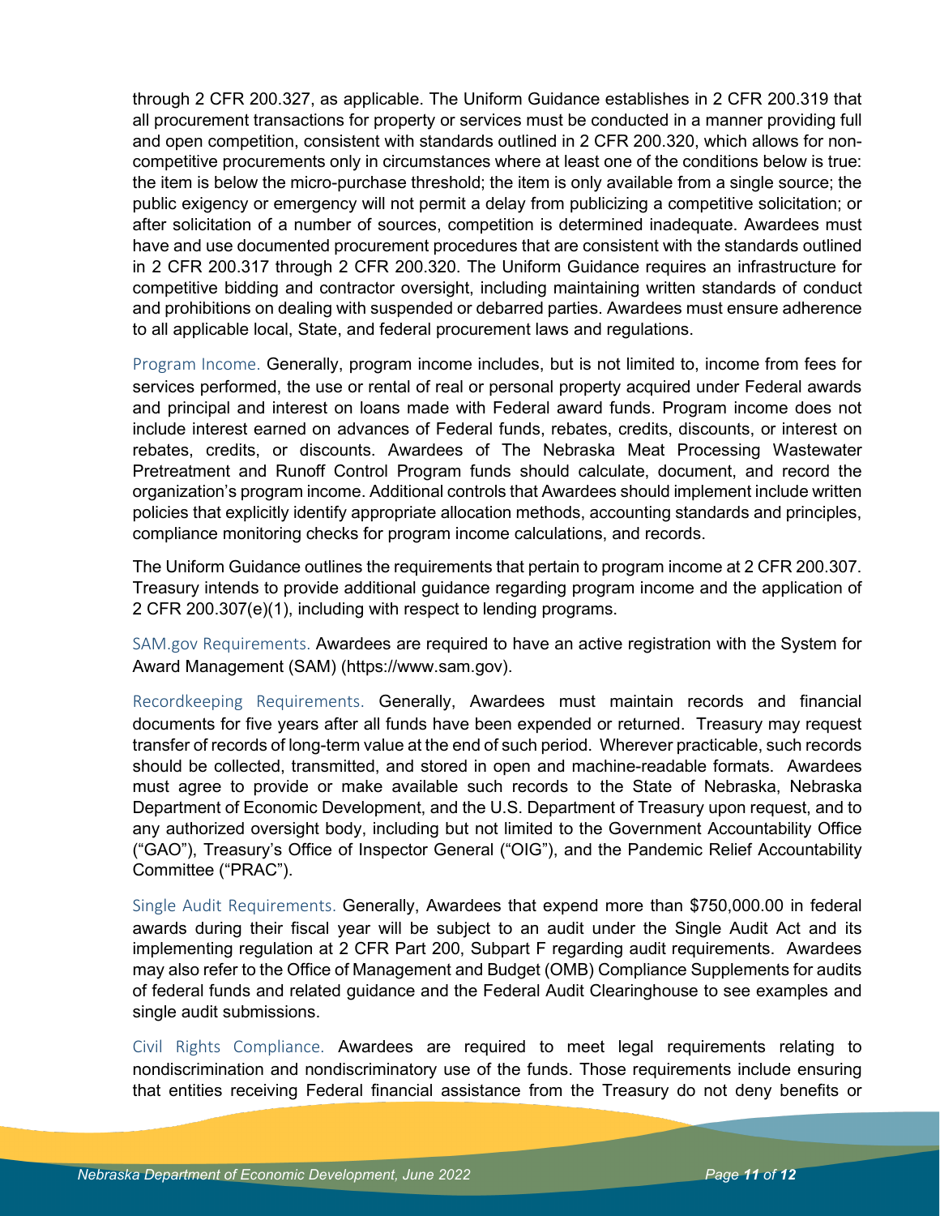through 2 CFR 200.327, as applicable. The Uniform Guidance establishes in 2 CFR 200.319 that all procurement transactions for property or services must be conducted in a manner providing full and open competition, consistent with standards outlined in 2 CFR 200.320, which allows for non-competitive procurements only in circumstances where at least one of the conditions below is true: the item is below the micro-purchase threshold; the item is only available from a single source; the public exigency or emergency will not permit a delay from publicizing a competitive solicitation; or after solicitation of a number of sources, competition is determined inadequate. Awardees must have and use documented procurement procedures that are consistent with the standards outlined in 2 CFR 200.317 through 2 CFR 200.320. The Uniform Guidance requires an infrastructure for competitive bidding and contractor oversight, including maintaining written standards of conduct and prohibitions on dealing with suspended or debarred parties. Awardees must ensure adherence to all applicable local, State, and federal procurement laws and regulations.

Program Income. Generally, program income includes, but is not limited to, income from fees for services performed, the use or rental of real or personal property acquired under Federal awards and principal and interest on loans made with Federal award funds. Program income does not include interest earned on advances of Federal funds, rebates, credits, discounts, or interest on rebates, credits, or discounts. Awardees of The Nebraska Meat Processing Wastewater Pretreatment and Runoff Control Program funds should calculate, document, and record the organization's program income. Additional controls that Awardees should implement include written policies that explicitly identify appropriate allocation methods, accounting standards and principles, compliance monitoring checks for program income calculations, and records.

The Uniform Guidance outlines the requirements that pertain to program income at 2 CFR 200.307. Treasury intends to provide additional guidance regarding program income and the application of 2 CFR 200.307(e)(1), including with respect to lending programs.

SAM.gov Requirements. Awardees are required to have an active registration with the System for Award Management (SAM) (https://www.sam.gov).

Recordkeeping Requirements. Generally, Awardees must maintain records and financial documents for five years after all funds have been expended or returned. Treasury may request transfer of records of long-term value at the end of such period. Wherever practicable, such records should be collected, transmitted, and stored in open and machine-readable formats. Awardees must agree to provide or make available such records to the State of Nebraska, Nebraska Department of Economic Development, and the U.S. Department of Treasury upon request, and to any authorized oversight body, including but not limited to the Government Accountability Office ("GAO"), Treasury's Office of Inspector General ("OIG"), and the Pandemic Relief Accountability Committee ("PRAC").

Single Audit Requirements. Generally, Awardees that expend more than $750,000.00 in federal awards during their fiscal year will be subject to an audit under the Single Audit Act and its implementing regulation at 2 CFR Part 200, Subpart F regarding audit requirements. Awardees may also refer to the Office of Management and Budget (OMB) Compliance Supplements for audits of federal funds and related guidance and the Federal Audit Clearinghouse to see examples and single audit submissions.

Civil Rights Compliance. Awardees are required to meet legal requirements relating to nondiscrimination and nondiscriminatory use of the funds. Those requirements include ensuring that entities receiving Federal financial assistance from the Treasury do not deny benefits or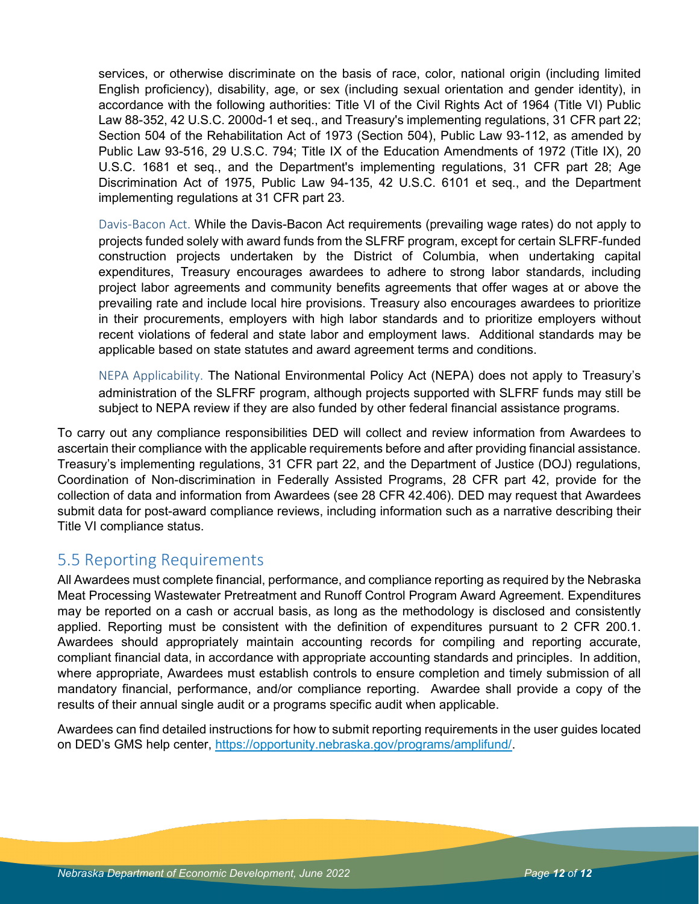services, or otherwise discriminate on the basis of race, color, national origin (including limited English proficiency), disability, age, or sex (including sexual orientation and gender identity), in accordance with the following authorities: Title VI of the Civil Rights Act of 1964 (Title VI) Public Law 88-352, 42 U.S.C. 2000d-1 et seq., and Treasury's implementing regulations, 31 CFR part 22; Section 504 of the Rehabilitation Act of 1973 (Section 504), Public Law 93-112, as amended by Public Law 93-516, 29 U.S.C. 794; Title IX of the Education Amendments of 1972 (Title IX), 20 U.S.C. 1681 et seq., and the Department's implementing regulations, 31 CFR part 28; Age Discrimination Act of 1975, Public Law 94-135, 42 U.S.C. 6101 et seq., and the Department implementing regulations at 31 CFR part 23.

Davis-Bacon Act. While the Davis-Bacon Act requirements (prevailing wage rates) do not apply to projects funded solely with award funds from the SLFRF program, except for certain SLFRF-funded construction projects undertaken by the District of Columbia, when undertaking capital expenditures, Treasury encourages awardees to adhere to strong labor standards, including project labor agreements and community benefits agreements that offer wages at or above the prevailing rate and include local hire provisions. Treasury also encourages awardees to prioritize in their procurements, employers with high labor standards and to prioritize employers without recent violations of federal and state labor and employment laws. Additional standards may be applicable based on state statutes and award agreement terms and conditions.

NEPA Applicability. The National Environmental Policy Act (NEPA) does not apply to Treasury's administration of the SLFRF program, although projects supported with SLFRF funds may still be subject to NEPA review if they are also funded by other federal financial assistance programs.

To carry out any compliance responsibilities DED will collect and review information from Awardees to ascertain their compliance with the applicable requirements before and after providing financial assistance. Treasury's implementing regulations, 31 CFR part 22, and the Department of Justice (DOJ) regulations, Coordination of Non-discrimination in Federally Assisted Programs, 28 CFR part 42, provide for the collection of data and information from Awardees (see 28 CFR 42.406). DED may request that Awardees submit data for post-award compliance reviews, including information such as a narrative describing their Title VI compliance status.

## 5.5 Reporting Requirements

All Awardees must complete financial, performance, and compliance reporting as required by the Nebraska Meat Processing Wastewater Pretreatment and Runoff Control Program Award Agreement. Expenditures may be reported on a cash or accrual basis, as long as the methodology is disclosed and consistently applied. Reporting must be consistent with the definition of expenditures pursuant to 2 CFR 200.1. Awardees should appropriately maintain accounting records for compiling and reporting accurate, compliant financial data, in accordance with appropriate accounting standards and principles. In addition, where appropriate, Awardees must establish controls to ensure completion and timely submission of all mandatory financial, performance, and/or compliance reporting. Awardee shall provide a copy of the results of their annual single audit or a programs specific audit when applicable.

Awardees can find detailed instructions for how to submit reporting requirements in the user guides located on DED's GMS help center, https://opportunity.nebraska.gov/programs/amplifund/.